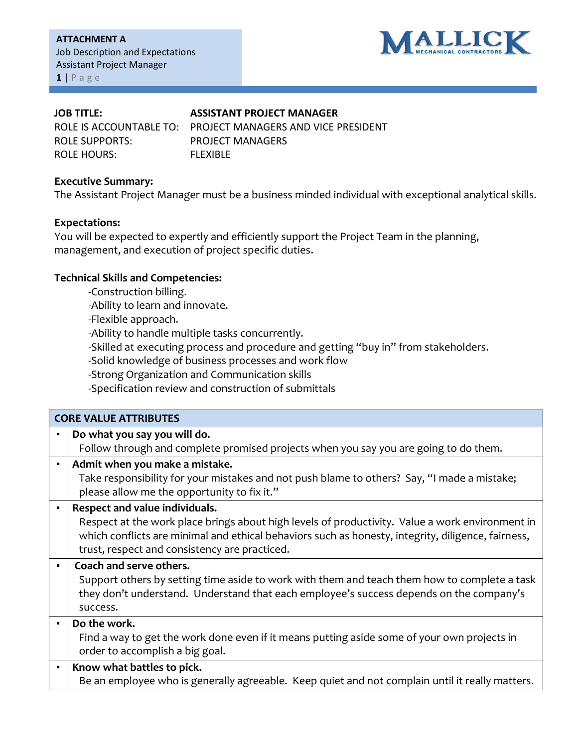**ATTACHMENT A**
Job Description and Expectations
Assistant Project Manager

MALLICK MECHANICAL CONTRACTORS

| | |
|---|---|
| **JOB TITLE:** | **ASSISTANT PROJECT MANAGER** |
| ROLE IS ACCOUNTABLE TO: | PROJECT MANAGERS AND VICE PRESIDENT |
| ROLE SUPPORTS: | PROJECT MANAGERS |
| ROLE HOURS: | FLEXIBLE |

**Executive Summary:**
The Assistant Project Manager must be a business minded individual with exceptional analytical skills.

**Expectations:**
You will be expected to expertly and efficiently support the Project Team in the planning, management, and execution of project specific duties.

**Technical Skills and Competencies:**

-Construction billing.
-Ability to learn and innovate.
-Flexible approach.
-Ability to handle multiple tasks concurrently.
-Skilled at executing process and procedure and getting "buy in" from stakeholders.
-Solid knowledge of business processes and work flow
-Strong Organization and Communication skills
-Specification review and construction of submittals

| | CORE VALUE ATTRIBUTES |
|---|---|
| ▪ | **Do what you say you will do.** Follow through and complete promised projects when you say you are going to do them. |
| ▪ | **Admit when you make a mistake.** Take responsibility for your mistakes and not push blame to others? Say, "I made a mistake; please allow me the opportunity to fix it." |
| ▪ | **Respect and value individuals.** Respect at the work place brings about high levels of productivity. Value a work environment in which conflicts are minimal and ethical behaviors such as honesty, integrity, diligence, fairness, trust, respect and consistency are practiced. |
| ▪ | **Coach and serve others.** Support others by setting time aside to work with them and teach them how to complete a task they don't understand. Understand that each employee's success depends on the company's success. |
| ▪ | **Do the work.** Find a way to get the work done even if it means putting aside some of your own projects in order to accomplish a big goal. |
| ▪ | **Know what battles to pick.** Be an employee who is generally agreeable. Keep quiet and not complain until it really matters. |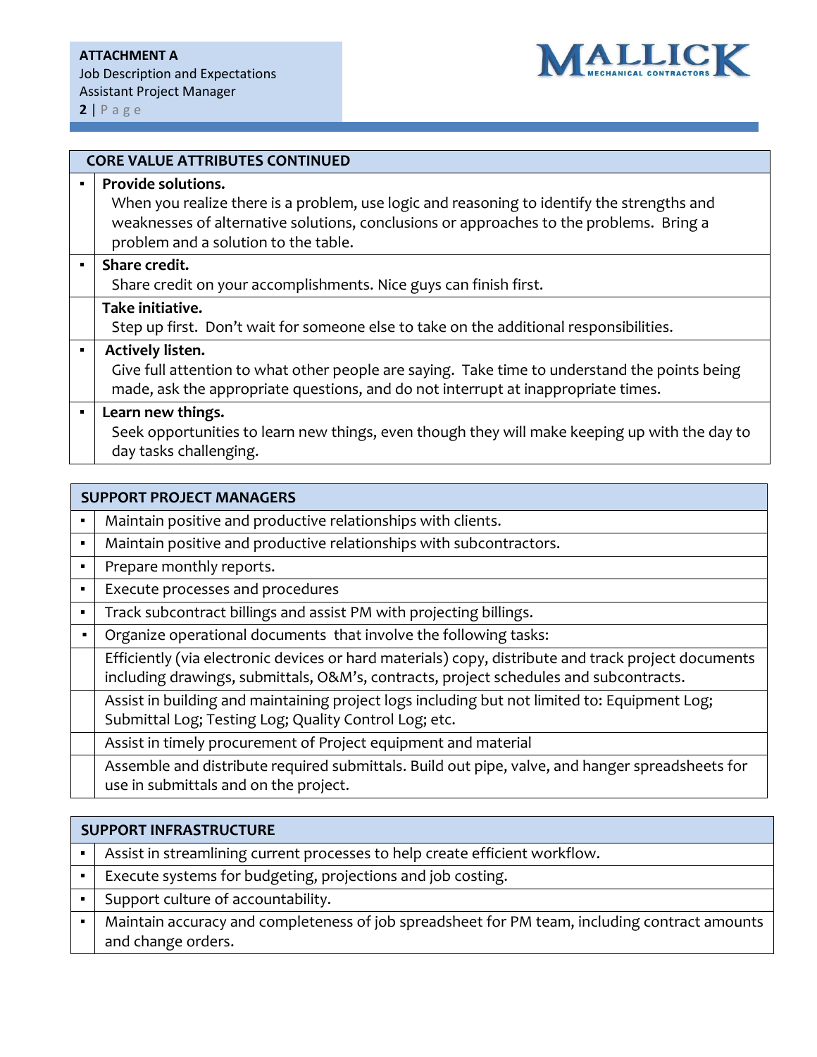## CORE VALUE ATTRIBUTES CONTINUED

- **Provide solutions.**
  When you realize there is a problem, use logic and reasoning to identify the strengths and weaknesses of alternative solutions, conclusions or approaches to the problems. Bring a problem and a solution to the table.
- **Share credit.**
  Share credit on your accomplishments. Nice guys can finish first.

**Take initiative.**
Step up first. Don't wait for someone else to take on the additional responsibilities.

- **Actively listen.**
  Give full attention to what other people are saying. Take time to understand the points being made, ask the appropriate questions, and do not interrupt at inappropriate times.
- **Learn new things.**
  Seek opportunities to learn new things, even though they will make keeping up with the day to day tasks challenging.

## SUPPORT PROJECT MANAGERS

- Maintain positive and productive relationships with clients.
- Maintain positive and productive relationships with subcontractors.
- Prepare monthly reports.
- Execute processes and procedures
- Track subcontract billings and assist PM with projecting billings.
- Organize operational documents that involve the following tasks:

Efficiently (via electronic devices or hard materials) copy, distribute and track project documents including drawings, submittals, O&M's, contracts, project schedules and subcontracts.

Assist in building and maintaining project logs including but not limited to: Equipment Log; Submittal Log; Testing Log; Quality Control Log; etc.

Assist in timely procurement of Project equipment and material

Assemble and distribute required submittals. Build out pipe, valve, and hanger spreadsheets for use in submittals and on the project.

## SUPPORT INFRASTRUCTURE

- Assist in streamlining current processes to help create efficient workflow.
- Execute systems for budgeting, projections and job costing.
- Support culture of accountability.
- Maintain accuracy and completeness of job spreadsheet for PM team, including contract amounts and change orders.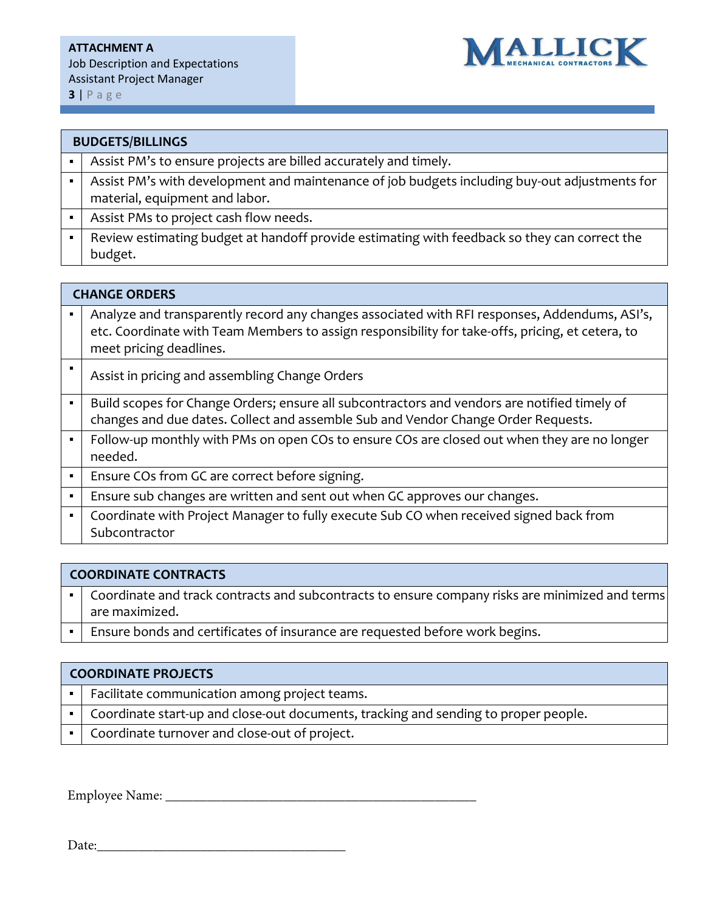| BUDGETS/BILLINGS | |
|---|---|
| ▪ | Assist PM's to ensure projects are billed accurately and timely. |
| ▪ | Assist PM's with development and maintenance of job budgets including buy-out adjustments for material, equipment and labor. |
| ▪ | Assist PMs to project cash flow needs. |
| ▪ | Review estimating budget at handoff provide estimating with feedback so they can correct the budget. |

| CHANGE ORDERS | |
|---|---|
| ▪ | Analyze and transparently record any changes associated with RFI responses, Addendums, ASI's, etc. Coordinate with Team Members to assign responsibility for take-offs, pricing, et cetera, to meet pricing deadlines. |
| ▪ | Assist in pricing and assembling Change Orders |
| ▪ | Build scopes for Change Orders; ensure all subcontractors and vendors are notified timely of changes and due dates. Collect and assemble Sub and Vendor Change Order Requests. |
| ▪ | Follow-up monthly with PMs on open COs to ensure COs are closed out when they are no longer needed. |
| ▪ | Ensure COs from GC are correct before signing. |
| ▪ | Ensure sub changes are written and sent out when GC approves our changes. |
| ▪ | Coordinate with Project Manager to fully execute Sub CO when received signed back from Subcontractor |

| COORDINATE CONTRACTS | |
|---|---|
| ▪ | Coordinate and track contracts and subcontracts to ensure company risks are minimized and terms are maximized. |
| ▪ | Ensure bonds and certificates of insurance are requested before work begins. |

| COORDINATE PROJECTS | |
|---|---|
| ▪ | Facilitate communication among project teams. |
| ▪ | Coordinate start-up and close-out documents, tracking and sending to proper people. |
| ▪ | Coordinate turnover and close-out of project. |

Employee Name: ______________________________________________

Date:_____________________________________